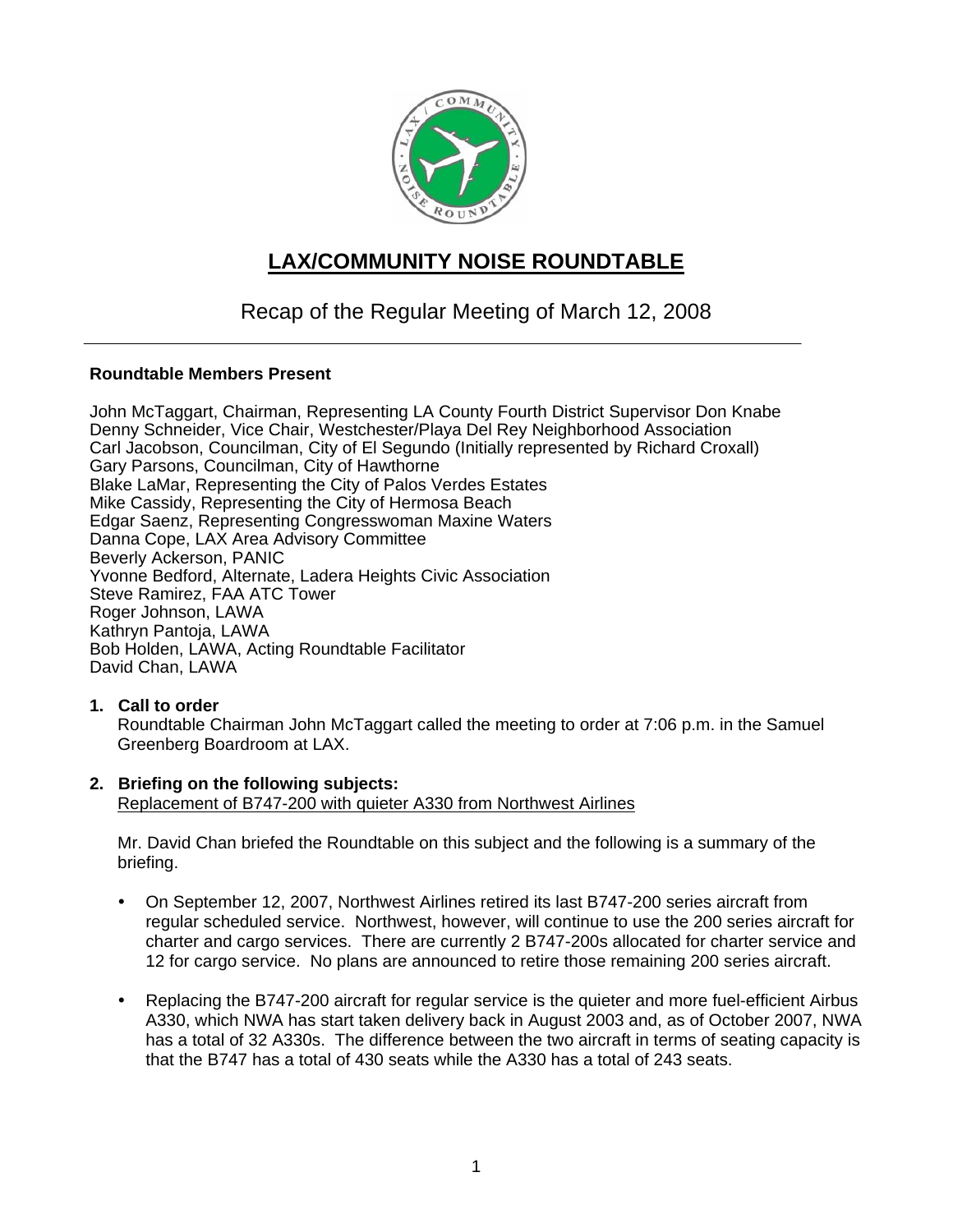# LAX/COMMUNITY NOISE ROUNDTABLE

## Recap of the Regular Meeting of March 12, 2008

**Roundtable Members Present**

John McTaggart, Chairman, Representing LA County Fourth District Supervisor Don Knabe
Denny Schneider, Vice Chair, Westchester/Playa Del Rey Neighborhood Association
Carl Jacobson, Councilman, City of El Segundo (Initially represented by Richard Croxall)
Gary Parsons, Councilman, City of Hawthorne
Blake LaMar, Representing the City of Palos Verdes Estates
Mike Cassidy, Representing the City of Hermosa Beach
Edgar Saenz, Representing Congresswoman Maxine Waters
Danna Cope, LAX Area Advisory Committee
Beverly Ackerson, PANIC
Yvonne Bedford, Alternate, Ladera Heights Civic Association
Steve Ramirez, FAA ATC Tower
Roger Johnson, LAWA
Kathryn Pantoja, LAWA
Bob Holden, LAWA, Acting Roundtable Facilitator
David Chan, LAWA

1. **Call to order**
   Roundtable Chairman John McTaggart called the meeting to order at 7:06 p.m. in the Samuel Greenberg Boardroom at LAX.

2. **Briefing on the following subjects:**
   Replacement of B747-200 with quieter A330 from Northwest Airlines

   Mr. David Chan briefed the Roundtable on this subject and the following is a summary of the briefing.

   - On September 12, 2007, Northwest Airlines retired its last B747-200 series aircraft from regular scheduled service. Northwest, however, will continue to use the 200 series aircraft for charter and cargo services. There are currently 2 B747-200s allocated for charter service and 12 for cargo service. No plans are announced to retire those remaining 200 series aircraft.

   - Replacing the B747-200 aircraft for regular service is the quieter and more fuel-efficient Airbus A330, which NWA has start taken delivery back in August 2003 and, as of October 2007, NWA has a total of 32 A330s. The difference between the two aircraft in terms of seating capacity is that the B747 has a total of 430 seats while the A330 has a total of 243 seats.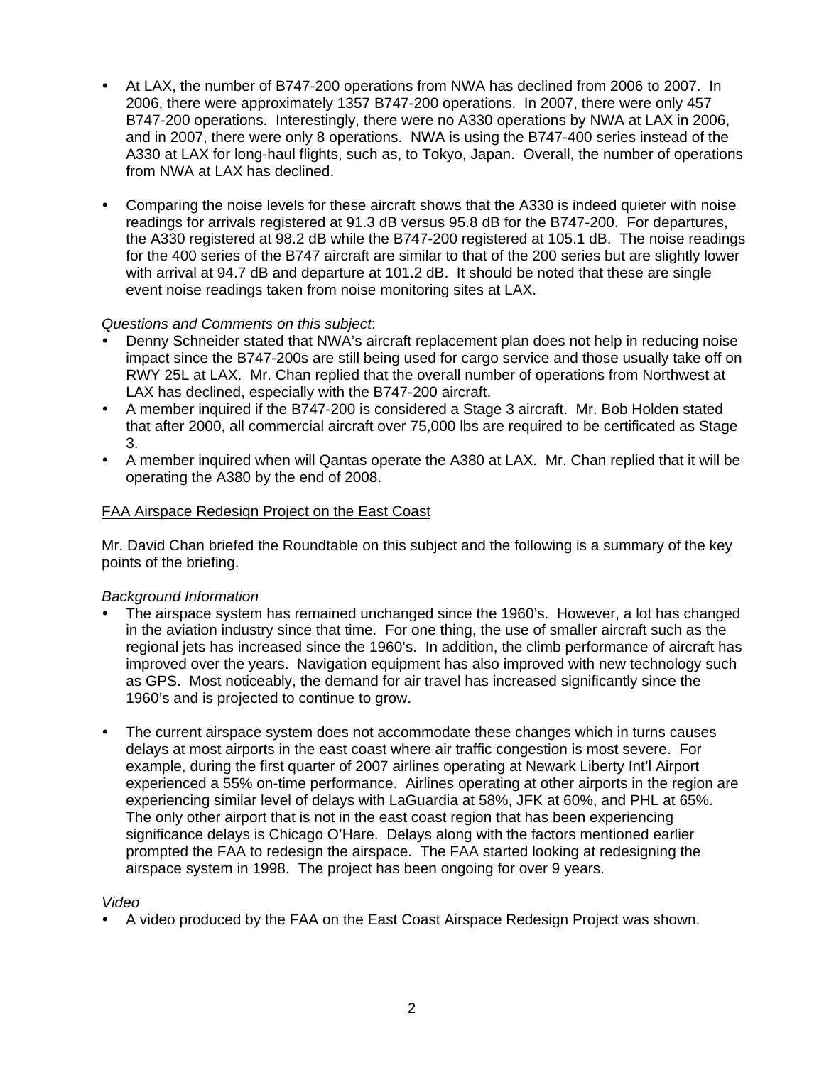- At LAX, the number of B747-200 operations from NWA has declined from 2006 to 2007. In 2006, there were approximately 1357 B747-200 operations. In 2007, there were only 457 B747-200 operations. Interestingly, there were no A330 operations by NWA at LAX in 2006, and in 2007, there were only 8 operations. NWA is using the B747-400 series instead of the A330 at LAX for long-haul flights, such as, to Tokyo, Japan. Overall, the number of operations from NWA at LAX has declined.

- Comparing the noise levels for these aircraft shows that the A330 is indeed quieter with noise readings for arrivals registered at 91.3 dB versus 95.8 dB for the B747-200. For departures, the A330 registered at 98.2 dB while the B747-200 registered at 105.1 dB. The noise readings for the 400 series of the B747 aircraft are similar to that of the 200 series but are slightly lower with arrival at 94.7 dB and departure at 101.2 dB. It should be noted that these are single event noise readings taken from noise monitoring sites at LAX.

*Questions and Comments on this subject*:

- Denny Schneider stated that NWA's aircraft replacement plan does not help in reducing noise impact since the B747-200s are still being used for cargo service and those usually take off on RWY 25L at LAX. Mr. Chan replied that the overall number of operations from Northwest at LAX has declined, especially with the B747-200 aircraft.
- A member inquired if the B747-200 is considered a Stage 3 aircraft. Mr. Bob Holden stated that after 2000, all commercial aircraft over 75,000 lbs are required to be certificated as Stage 3.
- A member inquired when will Qantas operate the A380 at LAX. Mr. Chan replied that it will be operating the A380 by the end of 2008.

<u>FAA Airspace Redesign Project on the East Coast</u>

Mr. David Chan briefed the Roundtable on this subject and the following is a summary of the key points of the briefing.

*Background Information*

- The airspace system has remained unchanged since the 1960's. However, a lot has changed in the aviation industry since that time. For one thing, the use of smaller aircraft such as the regional jets has increased since the 1960's. In addition, the climb performance of aircraft has improved over the years. Navigation equipment has also improved with new technology such as GPS. Most noticeably, the demand for air travel has increased significantly since the 1960's and is projected to continue to grow.

- The current airspace system does not accommodate these changes which in turns causes delays at most airports in the east coast where air traffic congestion is most severe. For example, during the first quarter of 2007 airlines operating at Newark Liberty Int'l Airport experienced a 55% on-time performance. Airlines operating at other airports in the region are experiencing similar level of delays with LaGuardia at 58%, JFK at 60%, and PHL at 65%. The only other airport that is not in the east coast region that has been experiencing significance delays is Chicago O'Hare. Delays along with the factors mentioned earlier prompted the FAA to redesign the airspace. The FAA started looking at redesigning the airspace system in 1998. The project has been ongoing for over 9 years.

*Video*

- A video produced by the FAA on the East Coast Airspace Redesign Project was shown.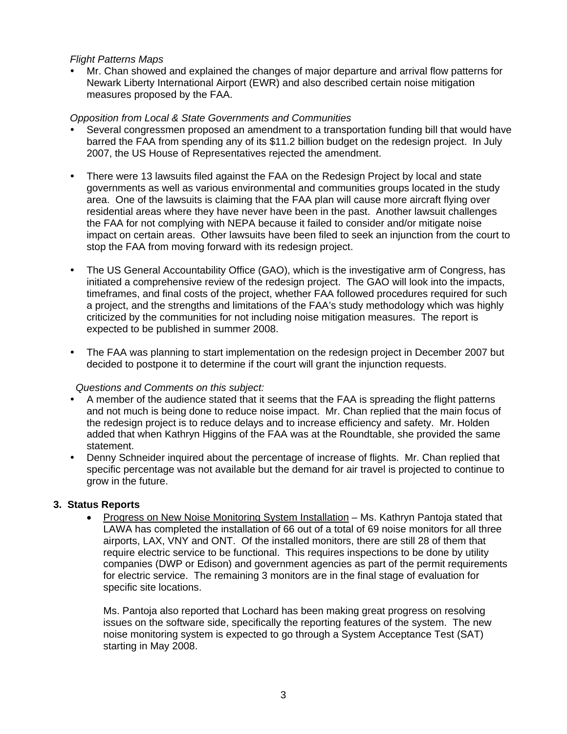*Flight Patterns Maps*

- Mr. Chan showed and explained the changes of major departure and arrival flow patterns for Newark Liberty International Airport (EWR) and also described certain noise mitigation measures proposed by the FAA.

*Opposition from Local & State Governments and Communities*

- Several congressmen proposed an amendment to a transportation funding bill that would have barred the FAA from spending any of its $11.2 billion budget on the redesign project. In July 2007, the US House of Representatives rejected the amendment.

- There were 13 lawsuits filed against the FAA on the Redesign Project by local and state governments as well as various environmental and communities groups located in the study area. One of the lawsuits is claiming that the FAA plan will cause more aircraft flying over residential areas where they have never have been in the past. Another lawsuit challenges the FAA for not complying with NEPA because it failed to consider and/or mitigate noise impact on certain areas. Other lawsuits have been filed to seek an injunction from the court to stop the FAA from moving forward with its redesign project.

- The US General Accountability Office (GAO), which is the investigative arm of Congress, has initiated a comprehensive review of the redesign project. The GAO will look into the impacts, timeframes, and final costs of the project, whether FAA followed procedures required for such a project, and the strengths and limitations of the FAA's study methodology which was highly criticized by the communities for not including noise mitigation measures. The report is expected to be published in summer 2008.

- The FAA was planning to start implementation on the redesign project in December 2007 but decided to postpone it to determine if the court will grant the injunction requests.

*Questions and Comments on this subject:*

- A member of the audience stated that it seems that the FAA is spreading the flight patterns and not much is being done to reduce noise impact. Mr. Chan replied that the main focus of the redesign project is to reduce delays and to increase efficiency and safety. Mr. Holden added that when Kathryn Higgins of the FAA was at the Roundtable, she provided the same statement.
- Denny Schneider inquired about the percentage of increase of flights. Mr. Chan replied that specific percentage was not available but the demand for air travel is projected to continue to grow in the future.

**3. Status Reports**

- <u>Progress on New Noise Monitoring System Installation</u> – Ms. Kathryn Pantoja stated that LAWA has completed the installation of 66 out of a total of 69 noise monitors for all three airports, LAX, VNY and ONT. Of the installed monitors, there are still 28 of them that require electric service to be functional. This requires inspections to be done by utility companies (DWP or Edison) and government agencies as part of the permit requirements for electric service. The remaining 3 monitors are in the final stage of evaluation for specific site locations.

  Ms. Pantoja also reported that Lochard has been making great progress on resolving issues on the software side, specifically the reporting features of the system. The new noise monitoring system is expected to go through a System Acceptance Test (SAT) starting in May 2008.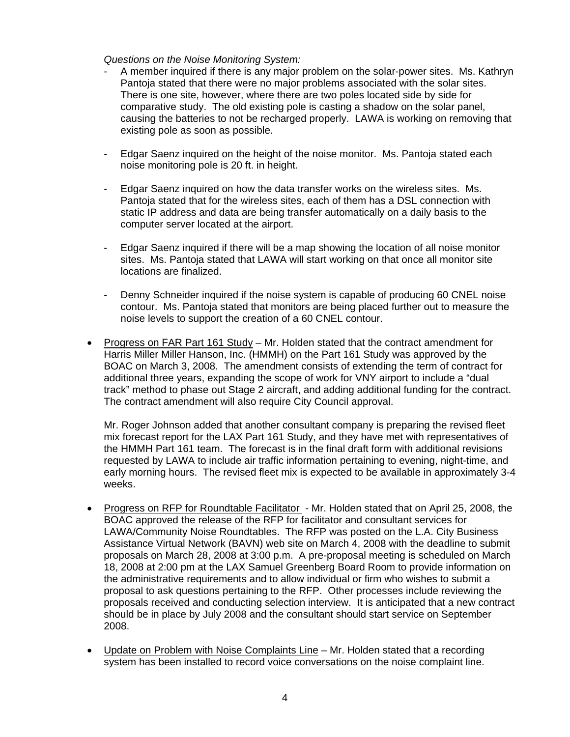*Questions on the Noise Monitoring System:*

- A member inquired if there is any major problem on the solar-power sites. Ms. Kathryn Pantoja stated that there were no major problems associated with the solar sites. There is one site, however, where there are two poles located side by side for comparative study. The old existing pole is casting a shadow on the solar panel, causing the batteries to not be recharged properly. LAWA is working on removing that existing pole as soon as possible.

- Edgar Saenz inquired on the height of the noise monitor. Ms. Pantoja stated each noise monitoring pole is 20 ft. in height.

- Edgar Saenz inquired on how the data transfer works on the wireless sites. Ms. Pantoja stated that for the wireless sites, each of them has a DSL connection with static IP address and data are being transfer automatically on a daily basis to the computer server located at the airport.

- Edgar Saenz inquired if there will be a map showing the location of all noise monitor sites. Ms. Pantoja stated that LAWA will start working on that once all monitor site locations are finalized.

- Denny Schneider inquired if the noise system is capable of producing 60 CNEL noise contour. Ms. Pantoja stated that monitors are being placed further out to measure the noise levels to support the creation of a 60 CNEL contour.

- <u>Progress on FAR Part 161 Study</u> – Mr. Holden stated that the contract amendment for Harris Miller Miller Hanson, Inc. (HMMH) on the Part 161 Study was approved by the BOAC on March 3, 2008. The amendment consists of extending the term of contract for additional three years, expanding the scope of work for VNY airport to include a "dual track" method to phase out Stage 2 aircraft, and adding additional funding for the contract. The contract amendment will also require City Council approval.

  Mr. Roger Johnson added that another consultant company is preparing the revised fleet mix forecast report for the LAX Part 161 Study, and they have met with representatives of the HMMH Part 161 team. The forecast is in the final draft form with additional revisions requested by LAWA to include air traffic information pertaining to evening, night-time, and early morning hours. The revised fleet mix is expected to be available in approximately 3-4 weeks.

- <u>Progress on RFP for Roundtable Facilitator</u> - Mr. Holden stated that on April 25, 2008, the BOAC approved the release of the RFP for facilitator and consultant services for LAWA/Community Noise Roundtables. The RFP was posted on the L.A. City Business Assistance Virtual Network (BAVN) web site on March 4, 2008 with the deadline to submit proposals on March 28, 2008 at 3:00 p.m. A pre-proposal meeting is scheduled on March 18, 2008 at 2:00 pm at the LAX Samuel Greenberg Board Room to provide information on the administrative requirements and to allow individual or firm who wishes to submit a proposal to ask questions pertaining to the RFP. Other processes include reviewing the proposals received and conducting selection interview. It is anticipated that a new contract should be in place by July 2008 and the consultant should start service on September 2008.

- <u>Update on Problem with Noise Complaints Line</u> – Mr. Holden stated that a recording system has been installed to record voice conversations on the noise complaint line.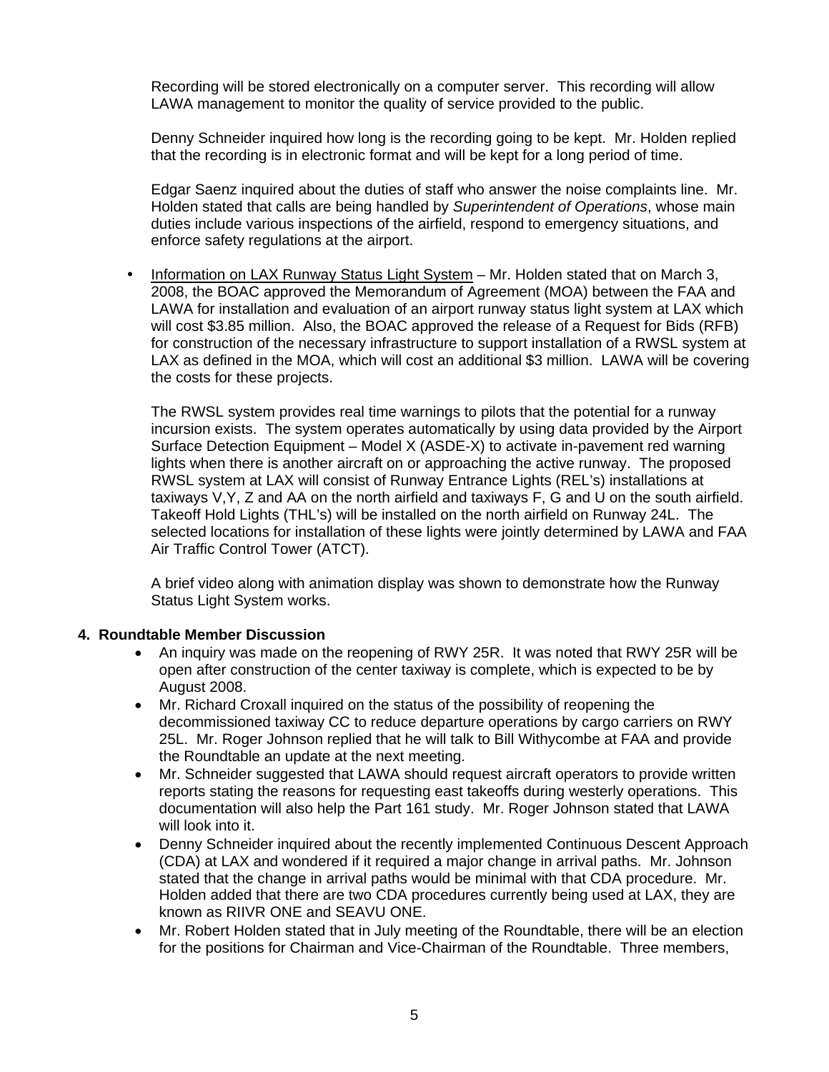Recording will be stored electronically on a computer server. This recording will allow LAWA management to monitor the quality of service provided to the public.

Denny Schneider inquired how long is the recording going to be kept. Mr. Holden replied that the recording is in electronic format and will be kept for a long period of time.

Edgar Saenz inquired about the duties of staff who answer the noise complaints line. Mr. Holden stated that calls are being handled by *Superintendent of Operations*, whose main duties include various inspections of the airfield, respond to emergency situations, and enforce safety regulations at the airport.

- <u>Information on LAX Runway Status Light System</u> – Mr. Holden stated that on March 3, 2008, the BOAC approved the Memorandum of Agreement (MOA) between the FAA and LAWA for installation and evaluation of an airport runway status light system at LAX which will cost $3.85 million. Also, the BOAC approved the release of a Request for Bids (RFB) for construction of the necessary infrastructure to support installation of a RWSL system at LAX as defined in the MOA, which will cost an additional $3 million. LAWA will be covering the costs for these projects.

  The RWSL system provides real time warnings to pilots that the potential for a runway incursion exists. The system operates automatically by using data provided by the Airport Surface Detection Equipment – Model X (ASDE-X) to activate in-pavement red warning lights when there is another aircraft on or approaching the active runway. The proposed RWSL system at LAX will consist of Runway Entrance Lights (REL's) installations at taxiways V,Y, Z and AA on the north airfield and taxiways F, G and U on the south airfield. Takeoff Hold Lights (THL's) will be installed on the north airfield on Runway 24L. The selected locations for installation of these lights were jointly determined by LAWA and FAA Air Traffic Control Tower (ATCT).

  A brief video along with animation display was shown to demonstrate how the Runway Status Light System works.

**4. Roundtable Member Discussion**

- An inquiry was made on the reopening of RWY 25R. It was noted that RWY 25R will be open after construction of the center taxiway is complete, which is expected to be by August 2008.
- Mr. Richard Croxall inquired on the status of the possibility of reopening the decommissioned taxiway CC to reduce departure operations by cargo carriers on RWY 25L. Mr. Roger Johnson replied that he will talk to Bill Withycombe at FAA and provide the Roundtable an update at the next meeting.
- Mr. Schneider suggested that LAWA should request aircraft operators to provide written reports stating the reasons for requesting east takeoffs during westerly operations. This documentation will also help the Part 161 study. Mr. Roger Johnson stated that LAWA will look into it.
- Denny Schneider inquired about the recently implemented Continuous Descent Approach (CDA) at LAX and wondered if it required a major change in arrival paths. Mr. Johnson stated that the change in arrival paths would be minimal with that CDA procedure. Mr. Holden added that there are two CDA procedures currently being used at LAX, they are known as RIIVR ONE and SEAVU ONE.
- Mr. Robert Holden stated that in July meeting of the Roundtable, there will be an election for the positions for Chairman and Vice-Chairman of the Roundtable. Three members,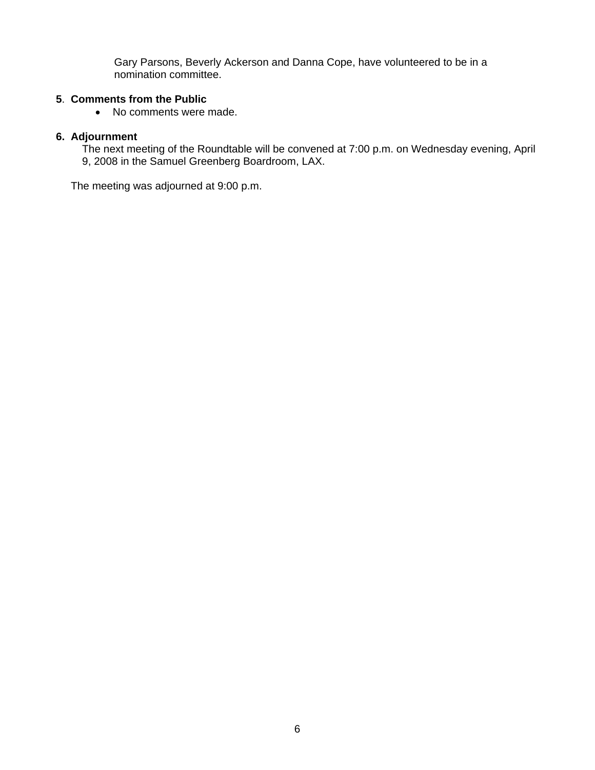Gary Parsons, Beverly Ackerson and Danna Cope, have volunteered to be in a nomination committee.

**5**. **Comments from the Public**

- No comments were made.

**6. Adjournment**

The next meeting of the Roundtable will be convened at 7:00 p.m. on Wednesday evening, April 9, 2008 in the Samuel Greenberg Boardroom, LAX.

The meeting was adjourned at 9:00 p.m.